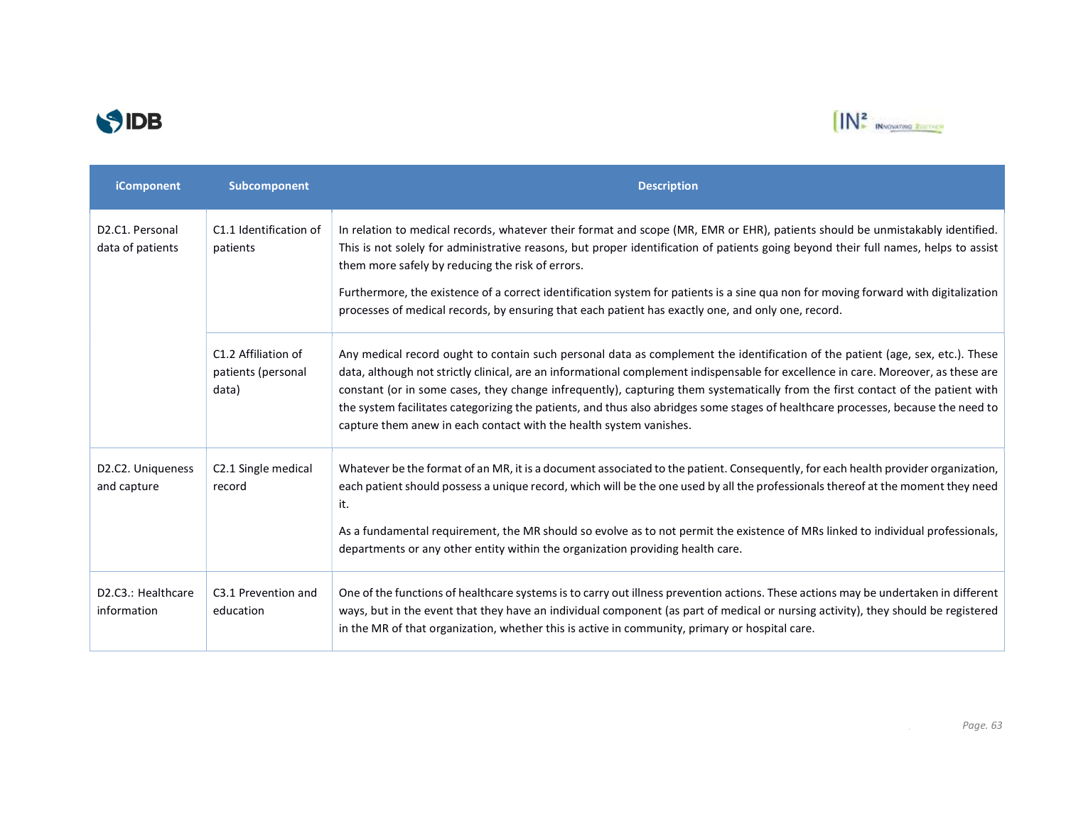| iComponent | Subcomponent | Description |
| --- | --- | --- |
| D2.C1. Personal data of patients | C1.1 Identification of patients | In relation to medical records, whatever their format and scope (MR, EMR or EHR), patients should be unmistakably identified. This is not solely for administrative reasons, but proper identification of patients going beyond their full names, helps to assist them more safely by reducing the risk of errors.<br><br>Furthermore, the existence of a correct identification system for patients is a sine qua non for moving forward with digitalization processes of medical records, by ensuring that each patient has exactly one, and only one, record. |
| | C1.2 Affiliation of patients (personal data) | Any medical record ought to contain such personal data as complement the identification of the patient (age, sex, etc.). These data, although not strictly clinical, are an informational complement indispensable for excellence in care. Moreover, as these are constant (or in some cases, they change infrequently), capturing them systematically from the first contact of the patient with the system facilitates categorizing the patients, and thus also abridges some stages of healthcare processes, because the need to capture them anew in each contact with the health system vanishes. |
| D2.C2. Uniqueness and capture | C2.1 Single medical record | Whatever be the format of an MR, it is a document associated to the patient. Consequently, for each health provider organization, each patient should possess a unique record, which will be the one used by all the professionals thereof at the moment they need it.<br><br>As a fundamental requirement, the MR should so evolve as to not permit the existence of MRs linked to individual professionals, departments or any other entity within the organization providing health care. |
| D2.C3.: Healthcare information | C3.1 Prevention and education | One of the functions of healthcare systems is to carry out illness prevention actions. These actions may be undertaken in different ways, but in the event that they have an individual component (as part of medical or nursing activity), they should be registered in the MR of that organization, whether this is active in community, primary or hospital care. |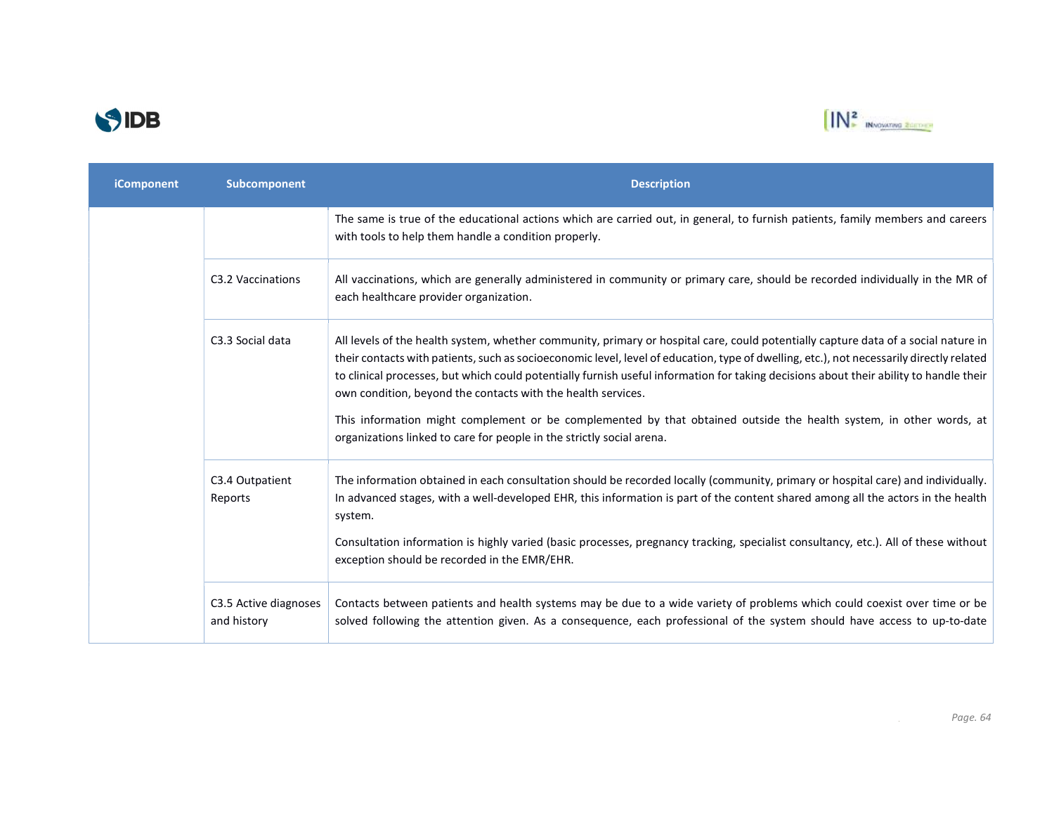| iComponent | Subcomponent | Description |
|---|---|---|
| | | The same is true of the educational actions which are carried out, in general, to furnish patients, family members and careers with tools to help them handle a condition properly. |
| | C3.2 Vaccinations | All vaccinations, which are generally administered in community or primary care, should be recorded individually in the MR of each healthcare provider organization. |
| | C3.3 Social data | All levels of the health system, whether community, primary or hospital care, could potentially capture data of a social nature in their contacts with patients, such as socioeconomic level, level of education, type of dwelling, etc.), not necessarily directly related to clinical processes, but which could potentially furnish useful information for taking decisions about their ability to handle their own condition, beyond the contacts with the health services.<br><br>This information might complement or be complemented by that obtained outside the health system, in other words, at organizations linked to care for people in the strictly social arena. |
| | C3.4 Outpatient Reports | The information obtained in each consultation should be recorded locally (community, primary or hospital care) and individually. In advanced stages, with a well-developed EHR, this information is part of the content shared among all the actors in the health system.<br><br>Consultation information is highly varied (basic processes, pregnancy tracking, specialist consultancy, etc.). All of these without exception should be recorded in the EMR/EHR. |
| | C3.5 Active diagnoses and history | Contacts between patients and health systems may be due to a wide variety of problems which could coexist over time or be solved following the attention given. As a consequence, each professional of the system should have access to up-to-date |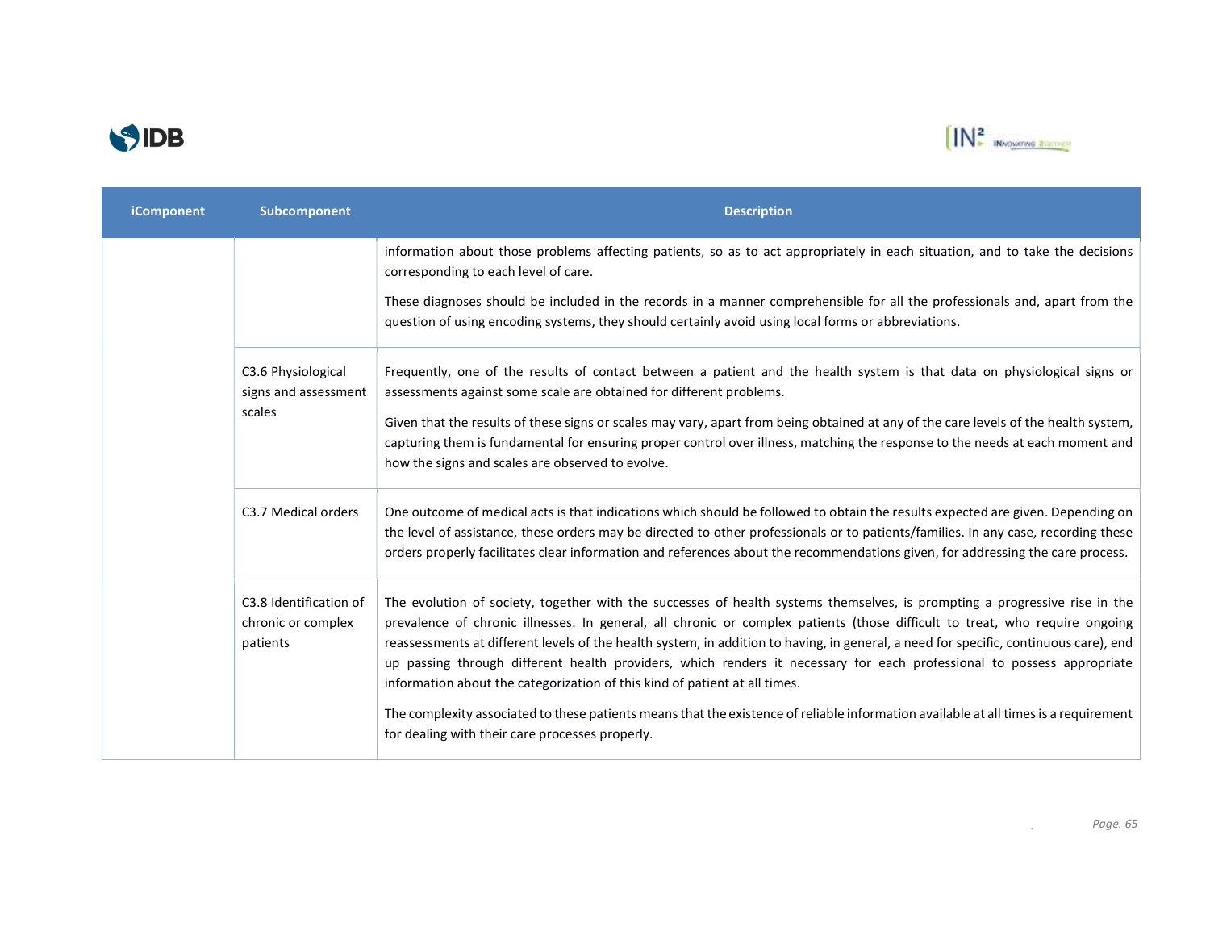| iComponent | Subcomponent | Description |
|---|---|---|
| | | information about those problems affecting patients, so as to act appropriately in each situation, and to take the decisions corresponding to each level of care.<br><br>These diagnoses should be included in the records in a manner comprehensible for all the professionals and, apart from the question of using encoding systems, they should certainly avoid using local forms or abbreviations. |
| | C3.6 Physiological signs and assessment scales | Frequently, one of the results of contact between a patient and the health system is that data on physiological signs or assessments against some scale are obtained for different problems.<br><br>Given that the results of these signs or scales may vary, apart from being obtained at any of the care levels of the health system, capturing them is fundamental for ensuring proper control over illness, matching the response to the needs at each moment and how the signs and scales are observed to evolve. |
| | C3.7 Medical orders | One outcome of medical acts is that indications which should be followed to obtain the results expected are given. Depending on the level of assistance, these orders may be directed to other professionals or to patients/families. In any case, recording these orders properly facilitates clear information and references about the recommendations given, for addressing the care process. |
| | C3.8 Identification of chronic or complex patients | The evolution of society, together with the successes of health systems themselves, is prompting a progressive rise in the prevalence of chronic illnesses. In general, all chronic or complex patients (those difficult to treat, who require ongoing reassessments at different levels of the health system, in addition to having, in general, a need for specific, continuous care), end up passing through different health providers, which renders it necessary for each professional to possess appropriate information about the categorization of this kind of patient at all times.<br><br>The complexity associated to these patients means that the existence of reliable information available at all times is a requirement for dealing with their care processes properly. |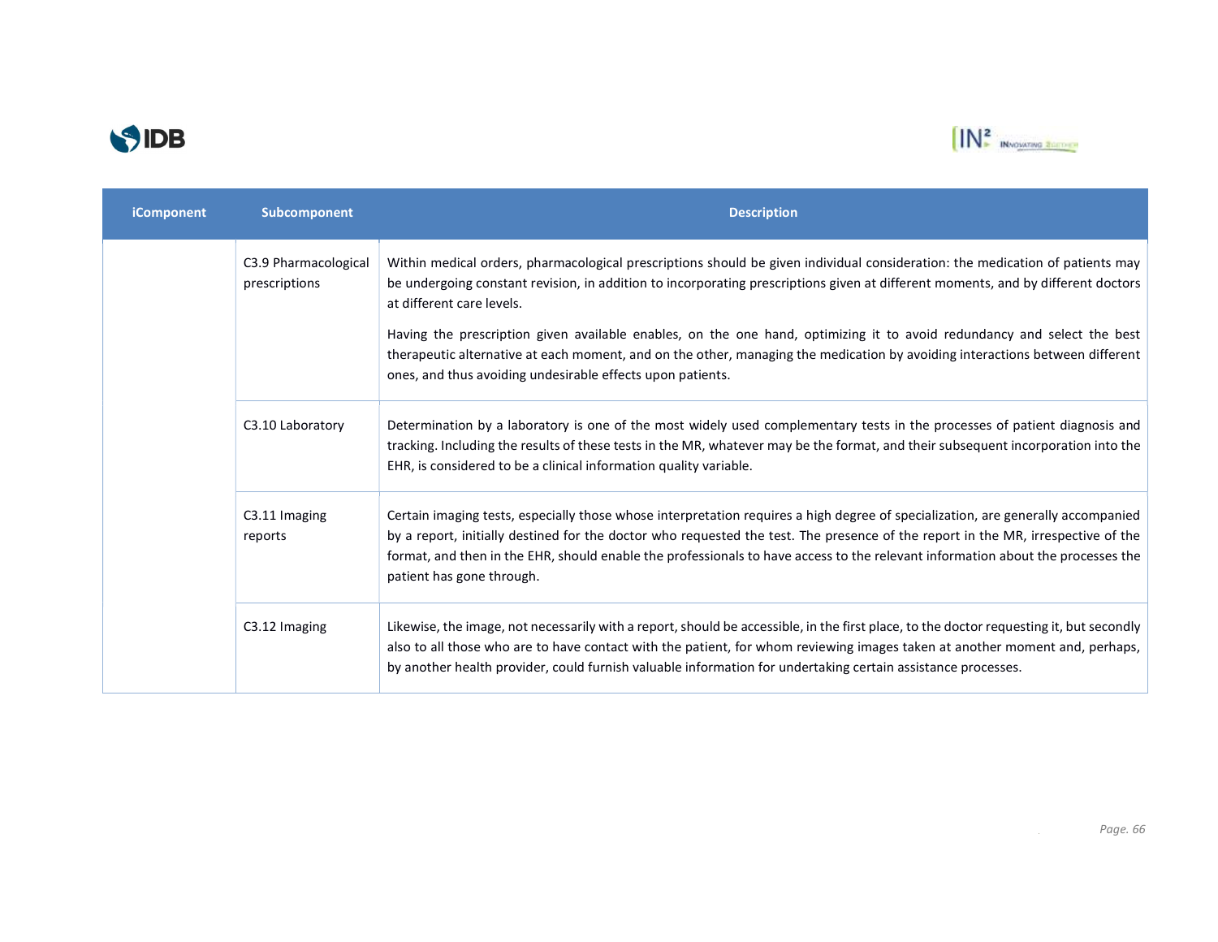| iComponent | Subcomponent | Description |
|---|---|---|
| | C3.9 Pharmacological prescriptions | Within medical orders, pharmacological prescriptions should be given individual consideration: the medication of patients may be undergoing constant revision, in addition to incorporating prescriptions given at different moments, and by different doctors at different care levels.<br><br>Having the prescription given available enables, on the one hand, optimizing it to avoid redundancy and select the best therapeutic alternative at each moment, and on the other, managing the medication by avoiding interactions between different ones, and thus avoiding undesirable effects upon patients. |
| | C3.10 Laboratory | Determination by a laboratory is one of the most widely used complementary tests in the processes of patient diagnosis and tracking. Including the results of these tests in the MR, whatever may be the format, and their subsequent incorporation into the EHR, is considered to be a clinical information quality variable. |
| | C3.11 Imaging reports | Certain imaging tests, especially those whose interpretation requires a high degree of specialization, are generally accompanied by a report, initially destined for the doctor who requested the test. The presence of the report in the MR, irrespective of the format, and then in the EHR, should enable the professionals to have access to the relevant information about the processes the patient has gone through. |
| | C3.12 Imaging | Likewise, the image, not necessarily with a report, should be accessible, in the first place, to the doctor requesting it, but secondly also to all those who are to have contact with the patient, for whom reviewing images taken at another moment and, perhaps, by another health provider, could furnish valuable information for undertaking certain assistance processes. |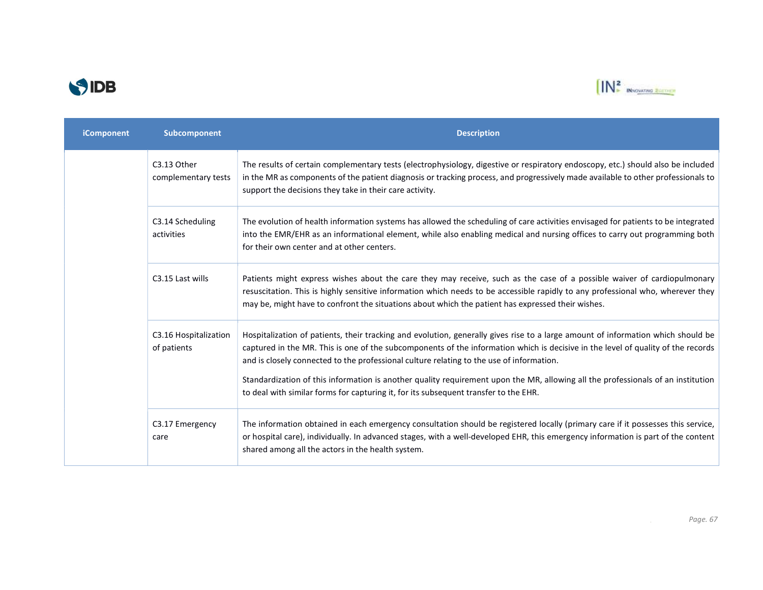| iComponent | Subcomponent | Description |
|---|---|---|
| | C3.13 Other complementary tests | The results of certain complementary tests (electrophysiology, digestive or respiratory endoscopy, etc.) should also be included in the MR as components of the patient diagnosis or tracking process, and progressively made available to other professionals to support the decisions they take in their care activity. |
| | C3.14 Scheduling activities | The evolution of health information systems has allowed the scheduling of care activities envisaged for patients to be integrated into the EMR/EHR as an informational element, while also enabling medical and nursing offices to carry out programming both for their own center and at other centers. |
| | C3.15 Last wills | Patients might express wishes about the care they may receive, such as the case of a possible waiver of cardiopulmonary resuscitation. This is highly sensitive information which needs to be accessible rapidly to any professional who, wherever they may be, might have to confront the situations about which the patient has expressed their wishes. |
| | C3.16 Hospitalization of patients | Hospitalization of patients, their tracking and evolution, generally gives rise to a large amount of information which should be captured in the MR. This is one of the subcomponents of the information which is decisive in the level of quality of the records and is closely connected to the professional culture relating to the use of information.<br><br>Standardization of this information is another quality requirement upon the MR, allowing all the professionals of an institution to deal with similar forms for capturing it, for its subsequent transfer to the EHR. |
| | C3.17 Emergency care | The information obtained in each emergency consultation should be registered locally (primary care if it possesses this service, or hospital care), individually. In advanced stages, with a well-developed EHR, this emergency information is part of the content shared among all the actors in the health system. |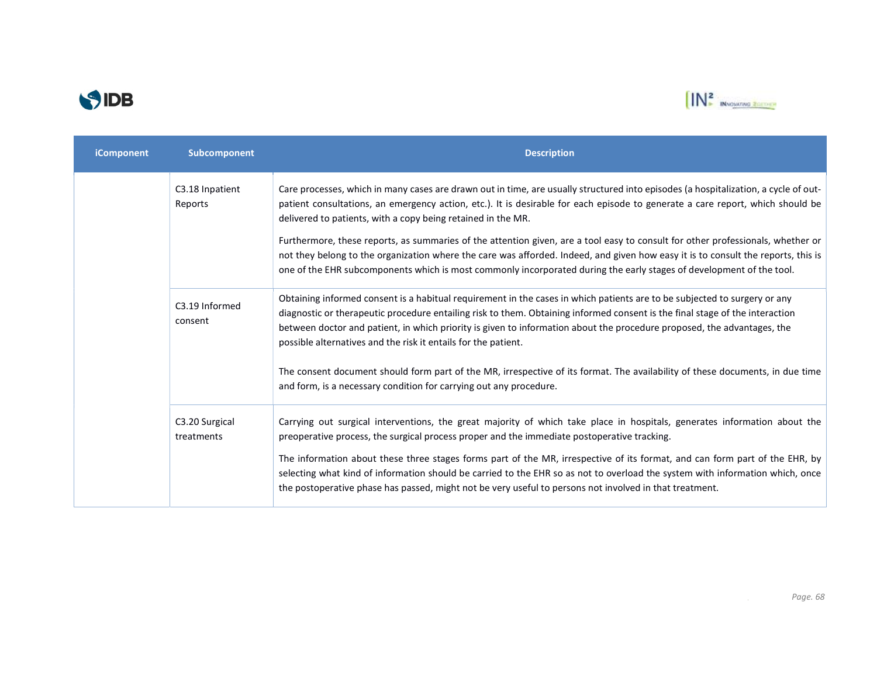| iComponent | Subcomponent | Description |
|---|---|---|
| | C3.18 Inpatient Reports | Care processes, which in many cases are drawn out in time, are usually structured into episodes (a hospitalization, a cycle of out-patient consultations, an emergency action, etc.). It is desirable for each episode to generate a care report, which should be delivered to patients, with a copy being retained in the MR.<br><br>Furthermore, these reports, as summaries of the attention given, are a tool easy to consult for other professionals, whether or not they belong to the organization where the care was afforded. Indeed, and given how easy it is to consult the reports, this is one of the EHR subcomponents which is most commonly incorporated during the early stages of development of the tool. |
| | C3.19 Informed consent | Obtaining informed consent is a habitual requirement in the cases in which patients are to be subjected to surgery or any diagnostic or therapeutic procedure entailing risk to them. Obtaining informed consent is the final stage of the interaction between doctor and patient, in which priority is given to information about the procedure proposed, the advantages, the possible alternatives and the risk it entails for the patient.<br><br>The consent document should form part of the MR, irrespective of its format. The availability of these documents, in due time and form, is a necessary condition for carrying out any procedure. |
| | C3.20 Surgical treatments | Carrying out surgical interventions, the great majority of which take place in hospitals, generates information about the preoperative process, the surgical process proper and the immediate postoperative tracking.<br><br>The information about these three stages forms part of the MR, irrespective of its format, and can form part of the EHR, by selecting what kind of information should be carried to the EHR so as not to overload the system with information which, once the postoperative phase has passed, might not be very useful to persons not involved in that treatment. |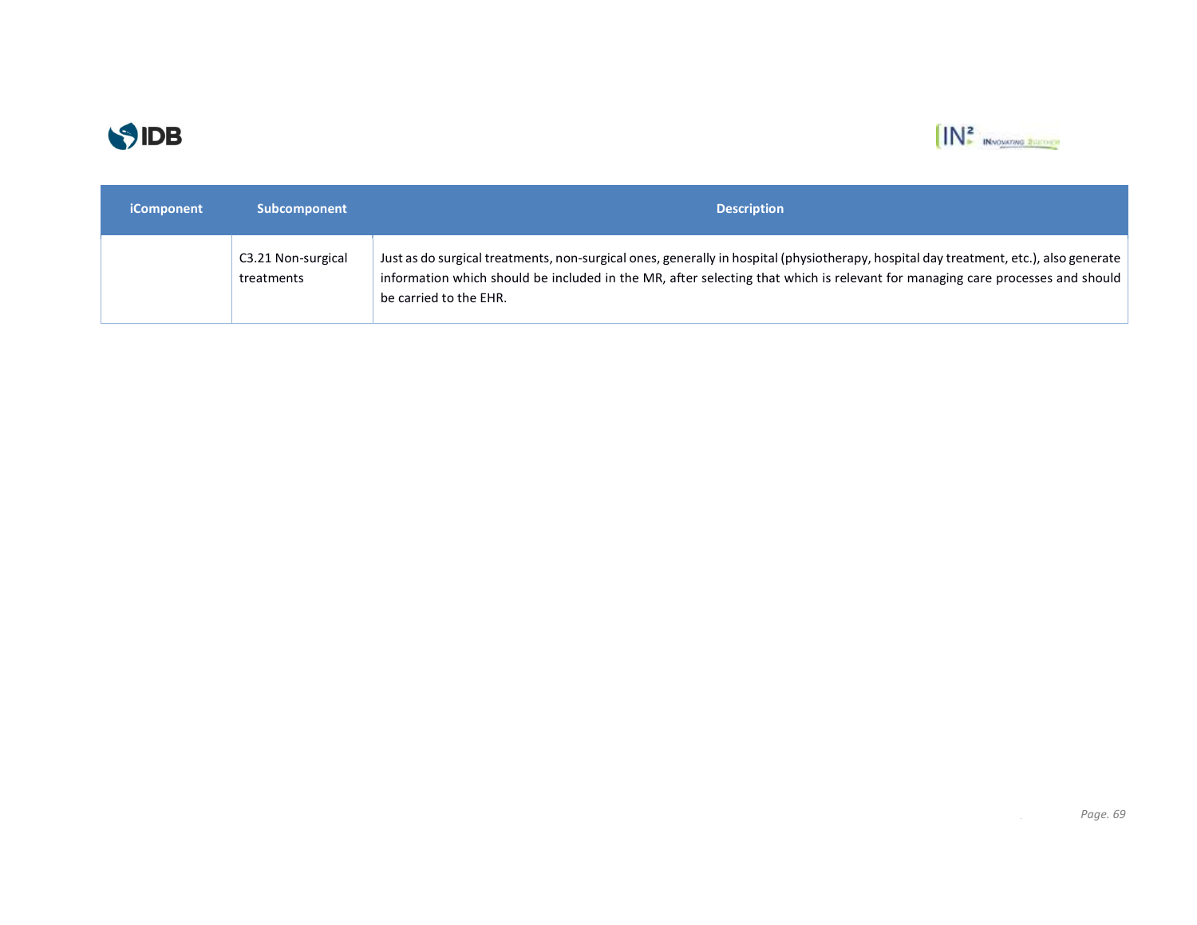| iComponent | Subcomponent | Description |
|---|---|---|
| | C3.21 Non-surgical treatments | Just as do surgical treatments, non-surgical ones, generally in hospital (physiotherapy, hospital day treatment, etc.), also generate information which should be included in the MR, after selecting that which is relevant for managing care processes and should be carried to the EHR. |